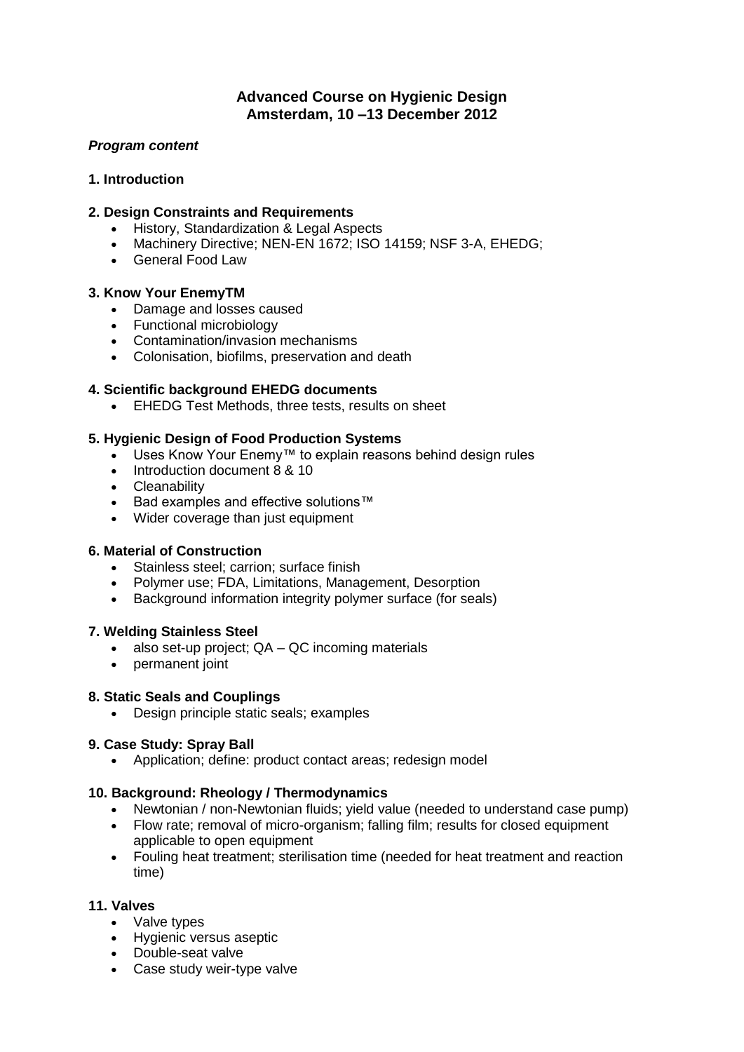# Advanced Course on Hygienic Design
## Amsterdam, 10 –13 December 2012

***Program content***

### 1. Introduction

### 2. Design Constraints and Requirements

- History, Standardization & Legal Aspects
- Machinery Directive; NEN-EN 1672; ISO 14159; NSF 3-A, EHEDG;
- General Food Law

### 3. Know Your EnemyTM

- Damage and losses caused
- Functional microbiology
- Contamination/invasion mechanisms
- Colonisation, biofilms, preservation and death

### 4. Scientific background EHEDG documents

- EHEDG Test Methods, three tests, results on sheet

### 5. Hygienic Design of Food Production Systems

- Uses Know Your Enemy™ to explain reasons behind design rules
- Introduction document 8 & 10
- Cleanability
- Bad examples and effective solutions™
- Wider coverage than just equipment

### 6. Material of Construction

- Stainless steel; carrion; surface finish
- Polymer use; FDA, Limitations, Management, Desorption
- Background information integrity polymer surface (for seals)

### 7. Welding Stainless Steel

- also set-up project; QA – QC incoming materials
- permanent joint

### 8. Static Seals and Couplings

- Design principle static seals; examples

### 9. Case Study: Spray Ball

- Application; define: product contact areas; redesign model

### 10. Background: Rheology / Thermodynamics

- Newtonian / non-Newtonian fluids; yield value (needed to understand case pump)
- Flow rate; removal of micro-organism; falling film; results for closed equipment applicable to open equipment
- Fouling heat treatment; sterilisation time (needed for heat treatment and reaction time)

### 11. Valves

- Valve types
- Hygienic versus aseptic
- Double-seat valve
- Case study weir-type valve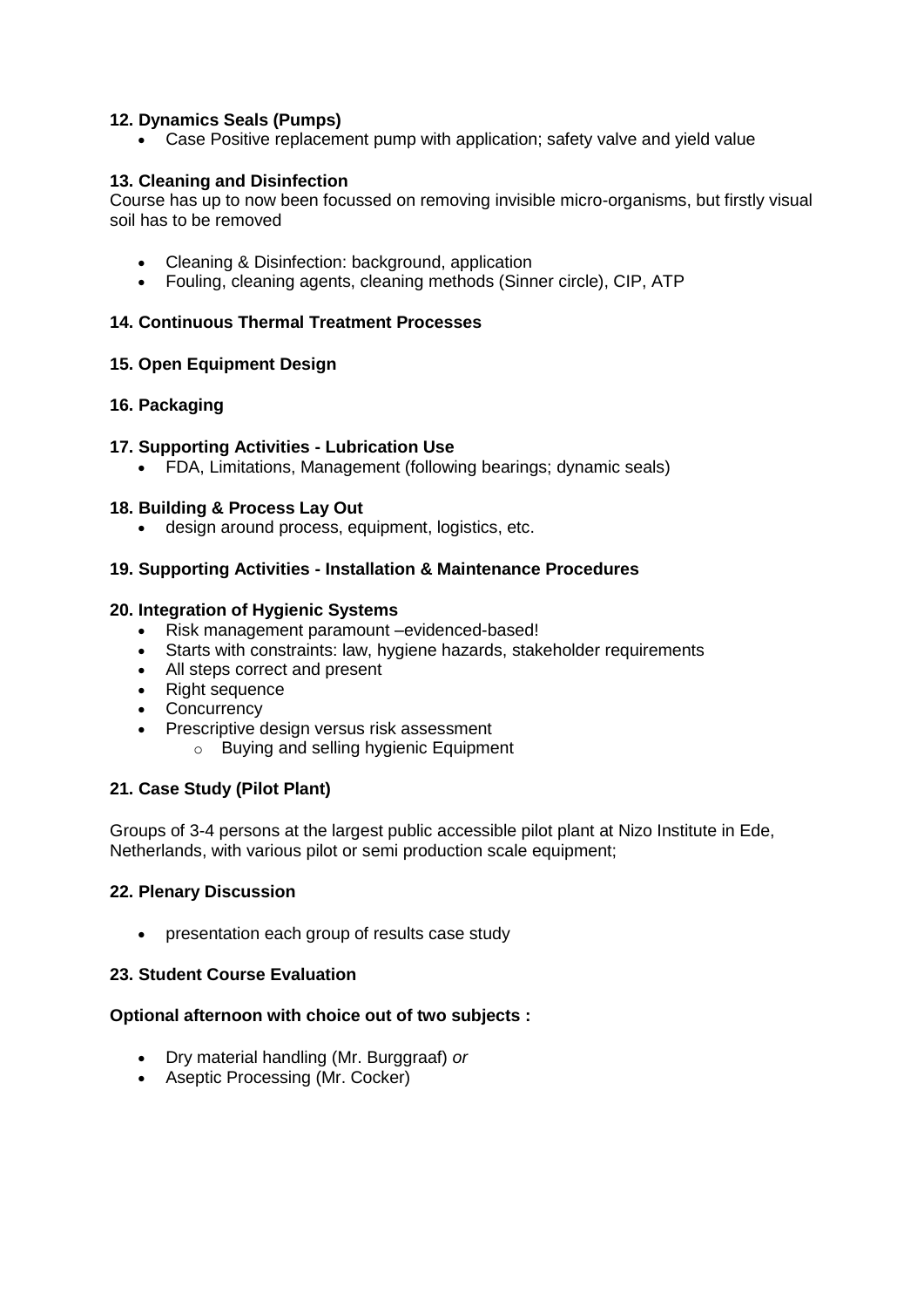**12. Dynamics Seals (Pumps)**

- Case Positive replacement pump with application; safety valve and yield value

**13. Cleaning and Disinfection**

Course has up to now been focussed on removing invisible micro-organisms, but firstly visual soil has to be removed

- Cleaning & Disinfection: background, application
- Fouling, cleaning agents, cleaning methods (Sinner circle), CIP, ATP

**14. Continuous Thermal Treatment Processes**

**15. Open Equipment Design**

**16. Packaging**

**17. Supporting Activities - Lubrication Use**

- FDA, Limitations, Management (following bearings; dynamic seals)

**18. Building & Process Lay Out**

- design around process, equipment, logistics, etc.

**19. Supporting Activities - Installation & Maintenance Procedures**

**20. Integration of Hygienic Systems**

- Risk management paramount –evidenced-based!
- Starts with constraints: law, hygiene hazards, stakeholder requirements
- All steps correct and present
- Right sequence
- Concurrency
- Prescriptive design versus risk assessment
    - Buying and selling hygienic Equipment

**21. Case Study (Pilot Plant)**

Groups of 3-4 persons at the largest public accessible pilot plant at Nizo Institute in Ede, Netherlands, with various pilot or semi production scale equipment;

**22. Plenary Discussion**

- presentation each group of results case study

**23. Student Course Evaluation**

**Optional afternoon with choice out of two subjects :**

- Dry material handling (Mr. Burggraaf) *or*
- Aseptic Processing (Mr. Cocker)